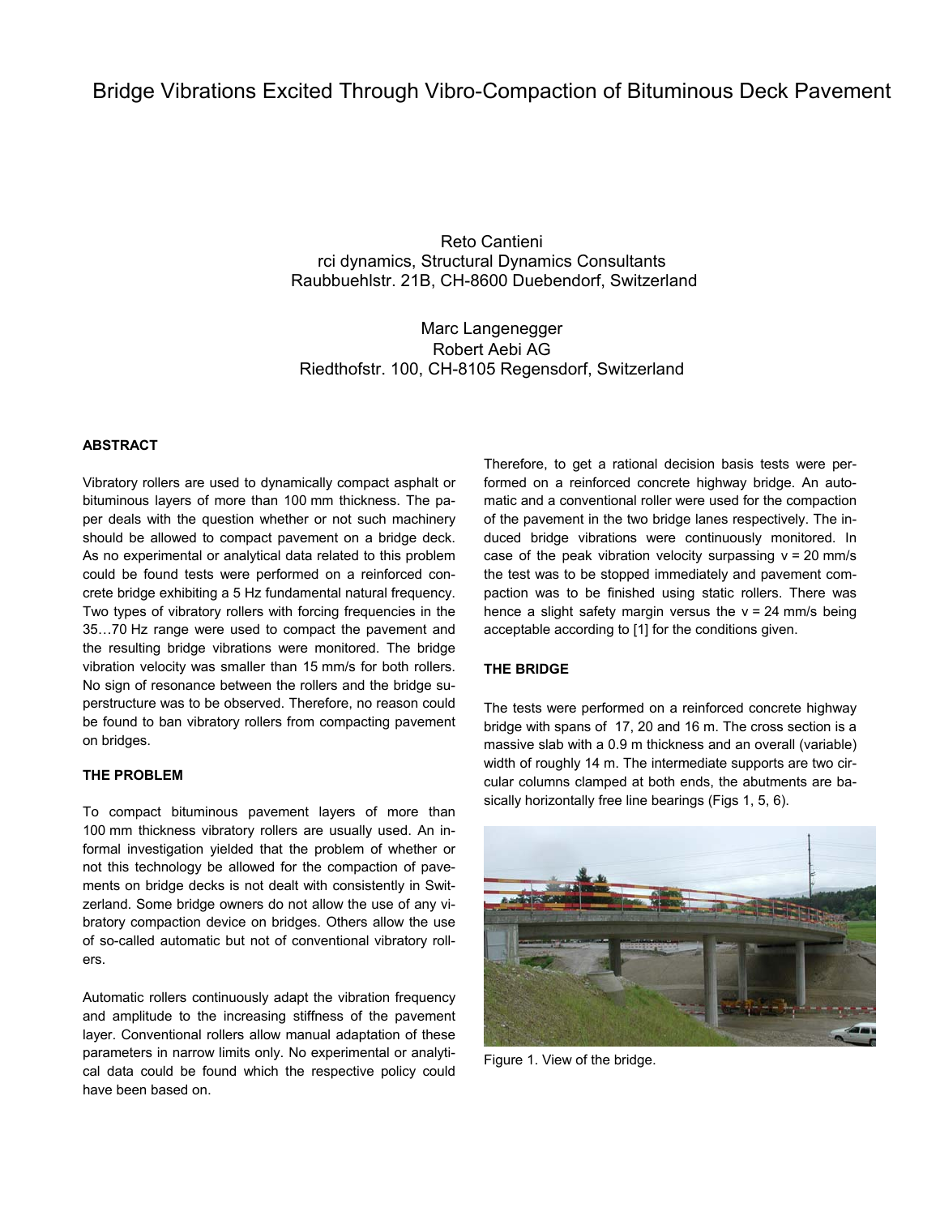# Bridge Vibrations Excited Through Vibro-Compaction of Bituminous Deck Pavement

Reto Cantieni
rci dynamics, Structural Dynamics Consultants
Raubbuehlstr. 21B, CH-8600 Duebendorf, Switzerland

Marc Langenegger
Robert Aebi AG
Riedthofstr. 100, CH-8105 Regensdorf, Switzerland

## ABSTRACT

Vibratory rollers are used to dynamically compact asphalt or bituminous layers of more than 100 mm thickness. The paper deals with the question whether or not such machinery should be allowed to compact pavement on a bridge deck. As no experimental or analytical data related to this problem could be found tests were performed on a reinforced concrete bridge exhibiting a 5 Hz fundamental natural frequency. Two types of vibratory rollers with forcing frequencies in the 35…70 Hz range were used to compact the pavement and the resulting bridge vibrations were monitored. The bridge vibration velocity was smaller than 15 mm/s for both rollers. No sign of resonance between the rollers and the bridge superstructure was to be observed. Therefore, no reason could be found to ban vibratory rollers from compacting pavement on bridges.

## THE PROBLEM

To compact bituminous pavement layers of more than 100 mm thickness vibratory rollers are usually used. An informal investigation yielded that the problem of whether or not this technology be allowed for the compaction of pavements on bridge decks is not dealt with consistently in Switzerland. Some bridge owners do not allow the use of any vibratory compaction device on bridges. Others allow the use of so-called automatic but not of conventional vibratory rollers.

Automatic rollers continuously adapt the vibration frequency and amplitude to the increasing stiffness of the pavement layer. Conventional rollers allow manual adaptation of these parameters in narrow limits only. No experimental or analytical data could be found which the respective policy could have been based on.

Therefore, to get a rational decision basis tests were performed on a reinforced concrete highway bridge. An automatic and a conventional roller were used for the compaction of the pavement in the two bridge lanes respectively. The induced bridge vibrations were continuously monitored. In case of the peak vibration velocity surpassing v = 20 mm/s the test was to be stopped immediately and pavement compaction was to be finished using static rollers. There was hence a slight safety margin versus the v = 24 mm/s being acceptable according to [1] for the conditions given.

## THE BRIDGE

The tests were performed on a reinforced concrete highway bridge with spans of 17, 20 and 16 m. The cross section is a massive slab with a 0.9 m thickness and an overall (variable) width of roughly 14 m. The intermediate supports are two circular columns clamped at both ends, the abutments are basically horizontally free line bearings (Figs 1, 5, 6).

Figure 1. View of the bridge.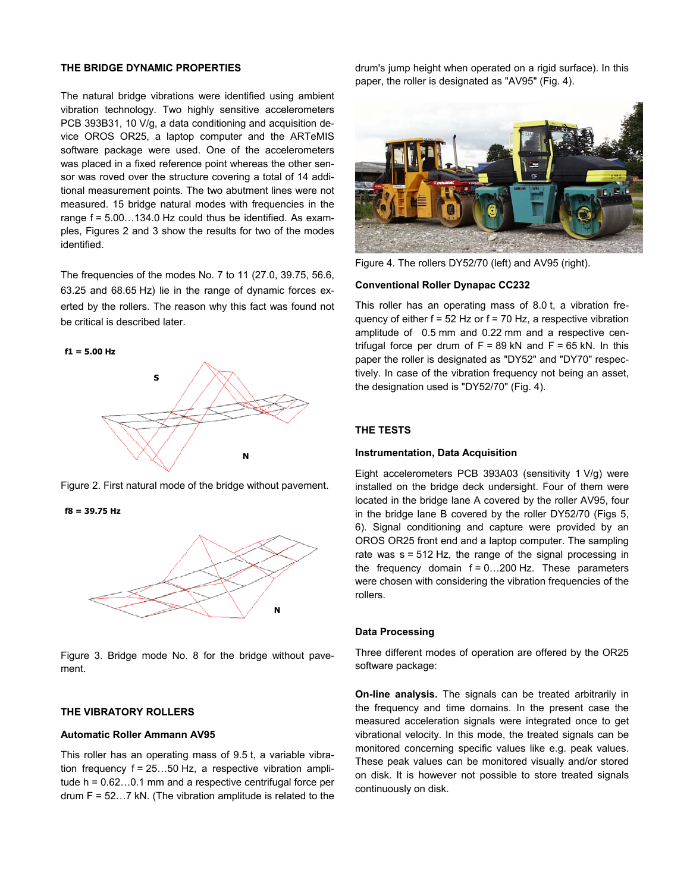### THE BRIDGE DYNAMIC PROPERTIES

The natural bridge vibrations were identified using ambient vibration technology. Two highly sensitive accelerometers PCB 393B31, 10 V/g, a data conditioning and acquisition device OROS OR25, a laptop computer and the ARTeMIS software package were used. One of the accelerometers was placed in a fixed reference point whereas the other sensor was roved over the structure covering a total of 14 additional measurement points. The two abutment lines were not measured. 15 bridge natural modes with frequencies in the range f = 5.00…134.0 Hz could thus be identified. As examples, Figures 2 and 3 show the results for two of the modes identified.

The frequencies of the modes No. 7 to 11 (27.0, 39.75, 56.6, 63.25 and 68.65 Hz) lie in the range of dynamic forces exerted by the rollers. The reason why this fact was found not be critical is described later.

f1 = 5.00 Hz

Figure 2. First natural mode of the bridge without pavement.

f8 = 39.75 Hz

Figure 3. Bridge mode No. 8 for the bridge without pavement.

### THE VIBRATORY ROLLERS

#### Automatic Roller Ammann AV95

This roller has an operating mass of 9.5 t, a variable vibration frequency f = 25…50 Hz, a respective vibration amplitude h = 0.62…0.1 mm and a respective centrifugal force per drum F = 52…7 kN. (The vibration amplitude is related to the drum's jump height when operated on a rigid surface). In this paper, the roller is designated as "AV95" (Fig. 4).

Figure 4. The rollers DY52/70 (left) and AV95 (right).

#### Conventional Roller Dynapac CC232

This roller has an operating mass of 8.0 t, a vibration frequency of either f = 52 Hz or f = 70 Hz, a respective vibration amplitude of 0.5 mm and 0.22 mm and a respective centrifugal force per drum of F = 89 kN and F = 65 kN. In this paper the roller is designated as "DY52" and "DY70" respectively. In case of the vibration frequency not being an asset, the designation used is "DY52/70" (Fig. 4).

### THE TESTS

#### Instrumentation, Data Acquisition

Eight accelerometers PCB 393A03 (sensitivity 1 V/g) were installed on the bridge deck undersight. Four of them were located in the bridge lane A covered by the roller AV95, four in the bridge lane B covered by the roller DY52/70 (Figs 5, 6). Signal conditioning and capture were provided by an OROS OR25 front end and a laptop computer. The sampling rate was s = 512 Hz, the range of the signal processing in the frequency domain f = 0…200 Hz. These parameters were chosen with considering the vibration frequencies of the rollers.

#### Data Processing

Three different modes of operation are offered by the OR25 software package:

**On-line analysis.** The signals can be treated arbitrarily in the frequency and time domains. In the present case the measured acceleration signals were integrated once to get vibrational velocity. In this mode, the treated signals can be monitored concerning specific values like e.g. peak values. These peak values can be monitored visually and/or stored on disk. It is however not possible to store treated signals continuously on disk.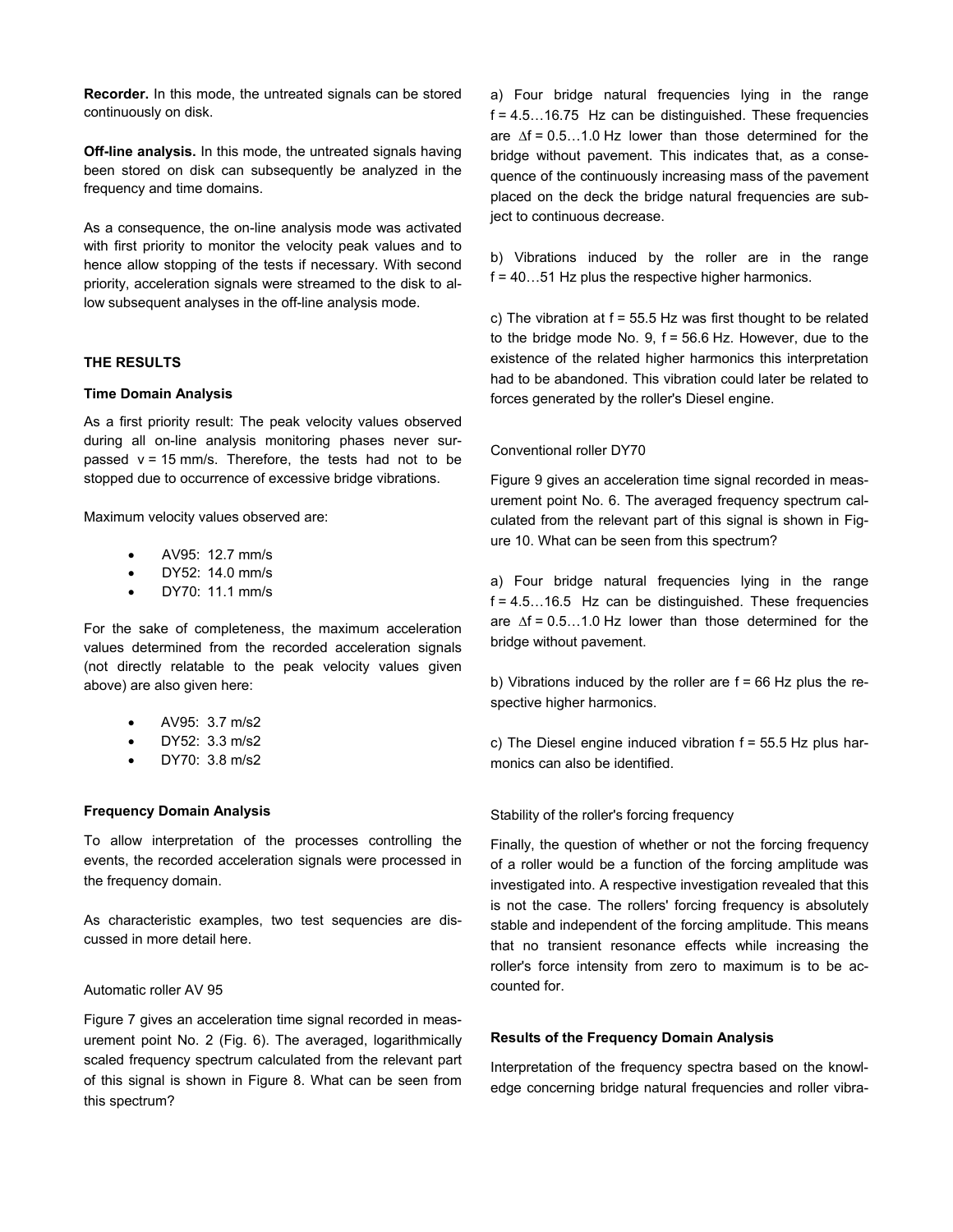**Recorder.** In this mode, the untreated signals can be stored continuously on disk.

**Off-line analysis.** In this mode, the untreated signals having been stored on disk can subsequently be analyzed in the frequency and time domains.

As a consequence, the on-line analysis mode was activated with first priority to monitor the velocity peak values and to hence allow stopping of the tests if necessary. With second priority, acceleration signals were streamed to the disk to allow subsequent analyses in the off-line analysis mode.

## THE RESULTS

### Time Domain Analysis

As a first priority result: The peak velocity values observed during all on-line analysis monitoring phases never surpassed v = 15 mm/s. Therefore, the tests had not to be stopped due to occurrence of excessive bridge vibrations.

Maximum velocity values observed are:

- AV95: 12.7 mm/s
- DY52: 14.0 mm/s
- DY70: 11.1 mm/s

For the sake of completeness, the maximum acceleration values determined from the recorded acceleration signals (not directly relatable to the peak velocity values given above) are also given here:

- AV95: 3.7 m/s2
- DY52: 3.3 m/s2
- DY70: 3.8 m/s2

### Frequency Domain Analysis

To allow interpretation of the processes controlling the events, the recorded acceleration signals were processed in the frequency domain.

As characteristic examples, two test sequencies are discussed in more detail here.

Automatic roller AV 95

Figure 7 gives an acceleration time signal recorded in measurement point No. 2 (Fig. 6). The averaged, logarithmically scaled frequency spectrum calculated from the relevant part of this signal is shown in Figure 8. What can be seen from this spectrum?

a) Four bridge natural frequencies lying in the range f = 4.5…16.75 Hz can be distinguished. These frequencies are $\Delta$f = 0.5…1.0 Hz lower than those determined for the bridge without pavement. This indicates that, as a consequence of the continuously increasing mass of the pavement placed on the deck the bridge natural frequencies are subject to continuous decrease.

b) Vibrations induced by the roller are in the range f = 40…51 Hz plus the respective higher harmonics.

c) The vibration at f = 55.5 Hz was first thought to be related to the bridge mode No. 9, f = 56.6 Hz. However, due to the existence of the related higher harmonics this interpretation had to be abandoned. This vibration could later be related to forces generated by the roller's Diesel engine.

Conventional roller DY70

Figure 9 gives an acceleration time signal recorded in measurement point No. 6. The averaged frequency spectrum calculated from the relevant part of this signal is shown in Figure 10. What can be seen from this spectrum?

a) Four bridge natural frequencies lying in the range f = 4.5…16.5 Hz can be distinguished. These frequencies are $\Delta$f = 0.5…1.0 Hz lower than those determined for the bridge without pavement.

b) Vibrations induced by the roller are f = 66 Hz plus the respective higher harmonics.

c) The Diesel engine induced vibration f = 55.5 Hz plus harmonics can also be identified.

Stability of the roller's forcing frequency

Finally, the question of whether or not the forcing frequency of a roller would be a function of the forcing amplitude was investigated into. A respective investigation revealed that this is not the case. The rollers' forcing frequency is absolutely stable and independent of the forcing amplitude. This means that no transient resonance effects while increasing the roller's force intensity from zero to maximum is to be accounted for.

### Results of the Frequency Domain Analysis

Interpretation of the frequency spectra based on the knowledge concerning bridge natural frequencies and roller vibra-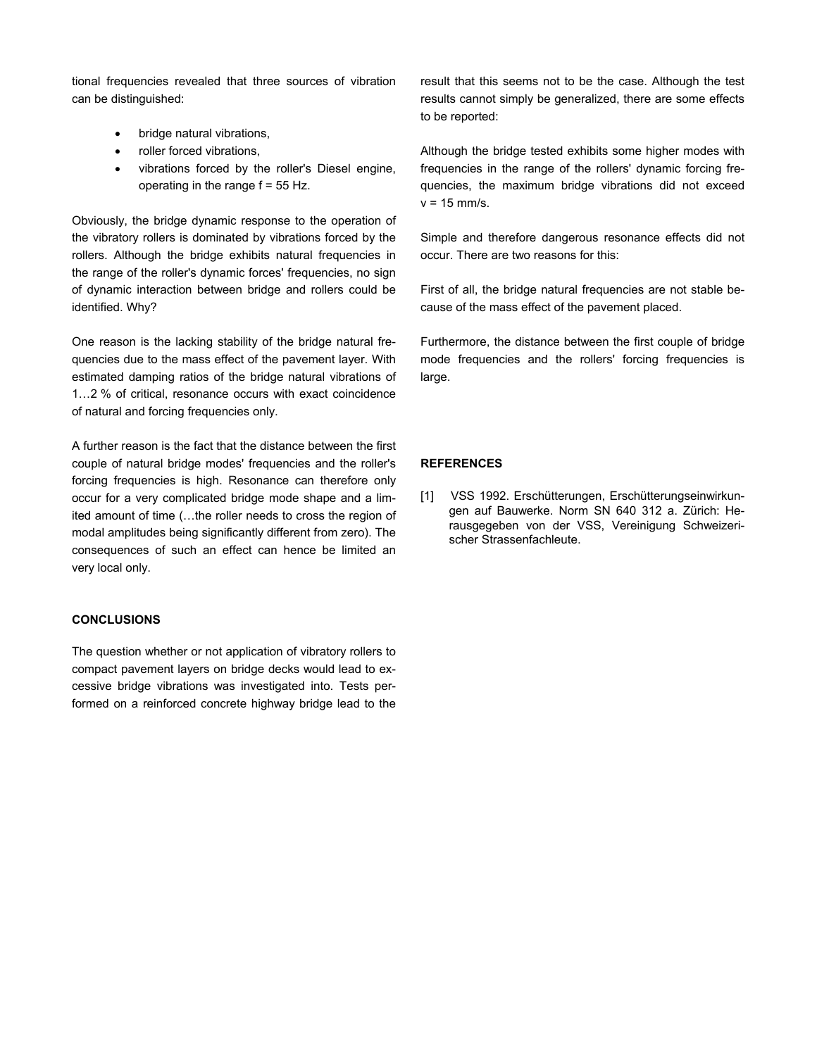tional frequencies revealed that three sources of vibration can be distinguished:

- bridge natural vibrations,
- roller forced vibrations,
- vibrations forced by the roller's Diesel engine, operating in the range f = 55 Hz.

Obviously, the bridge dynamic response to the operation of the vibratory rollers is dominated by vibrations forced by the rollers. Although the bridge exhibits natural frequencies in the range of the roller's dynamic forces' frequencies, no sign of dynamic interaction between bridge and rollers could be identified. Why?

One reason is the lacking stability of the bridge natural frequencies due to the mass effect of the pavement layer. With estimated damping ratios of the bridge natural vibrations of 1…2 % of critical, resonance occurs with exact coincidence of natural and forcing frequencies only.

A further reason is the fact that the distance between the first couple of natural bridge modes' frequencies and the roller's forcing frequencies is high. Resonance can therefore only occur for a very complicated bridge mode shape and a limited amount of time (…the roller needs to cross the region of modal amplitudes being significantly different from zero). The consequences of such an effect can hence be limited an very local only.

## CONCLUSIONS

The question whether or not application of vibratory rollers to compact pavement layers on bridge decks would lead to excessive bridge vibrations was investigated into. Tests performed on a reinforced concrete highway bridge lead to the result that this seems not to be the case. Although the test results cannot simply be generalized, there are some effects to be reported:

Although the bridge tested exhibits some higher modes with frequencies in the range of the rollers' dynamic forcing frequencies, the maximum bridge vibrations did not exceed v = 15 mm/s.

Simple and therefore dangerous resonance effects did not occur. There are two reasons for this:

First of all, the bridge natural frequencies are not stable because of the mass effect of the pavement placed.

Furthermore, the distance between the first couple of bridge mode frequencies and the rollers' forcing frequencies is large.

## REFERENCES

[1] VSS 1992. Erschütterungen, Erschütterungseinwirkungen auf Bauwerke. Norm SN 640 312 a. Zürich: Herausgegeben von der VSS, Vereinigung Schweizerischer Strassenfachleute.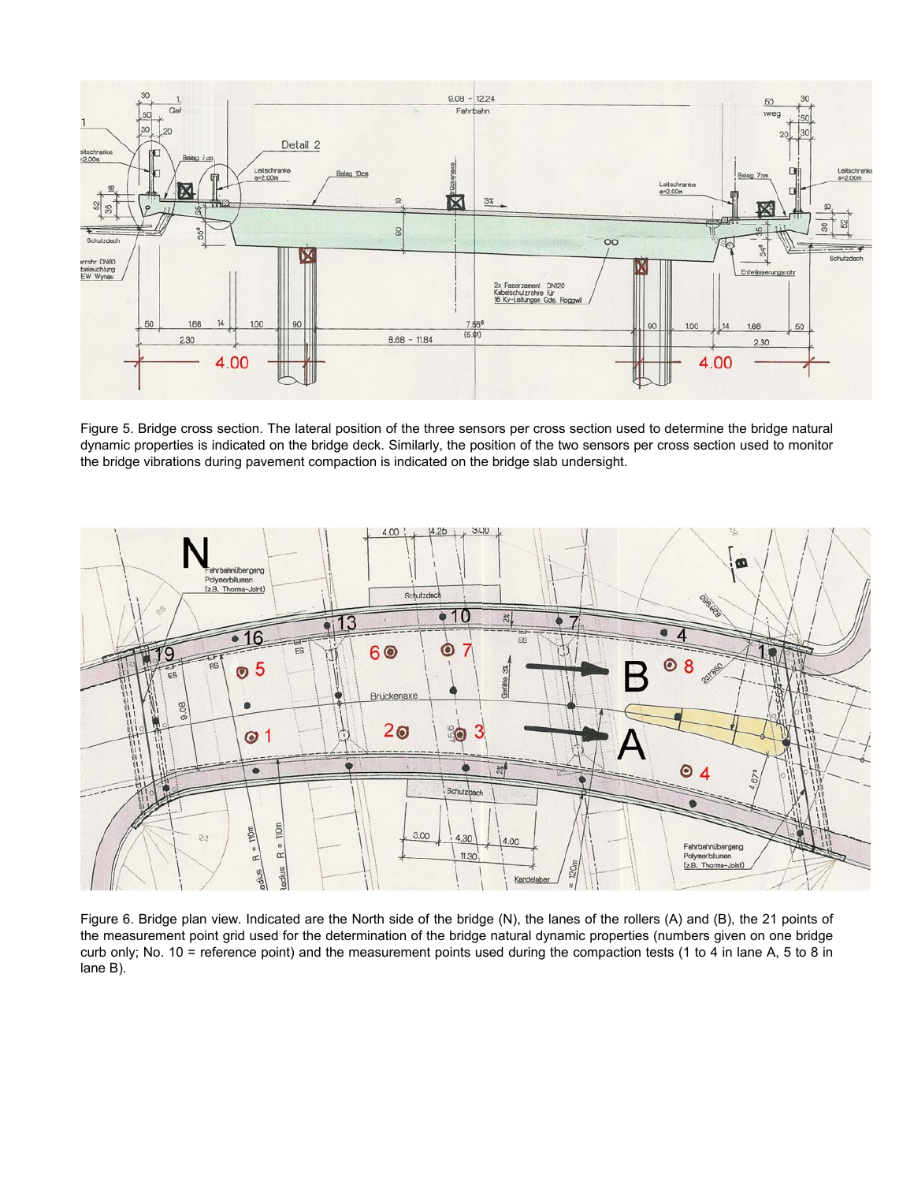Figure 5. Bridge cross section. The lateral position of the three sensors per cross section used to determine the bridge natural dynamic properties is indicated on the bridge deck. Similarly, the position of the two sensors per cross section used to monitor the bridge vibrations during pavement compaction is indicated on the bridge slab undersight.

Figure 6. Bridge plan view. Indicated are the North side of the bridge (N), the lanes of the rollers (A) and (B), the 21 points of the measurement point grid used for the determination of the bridge natural dynamic properties (numbers given on one bridge curb only; No. 10 = reference point) and the measurement points used during the compaction tests (1 to 4 in lane A, 5 to 8 in lane B).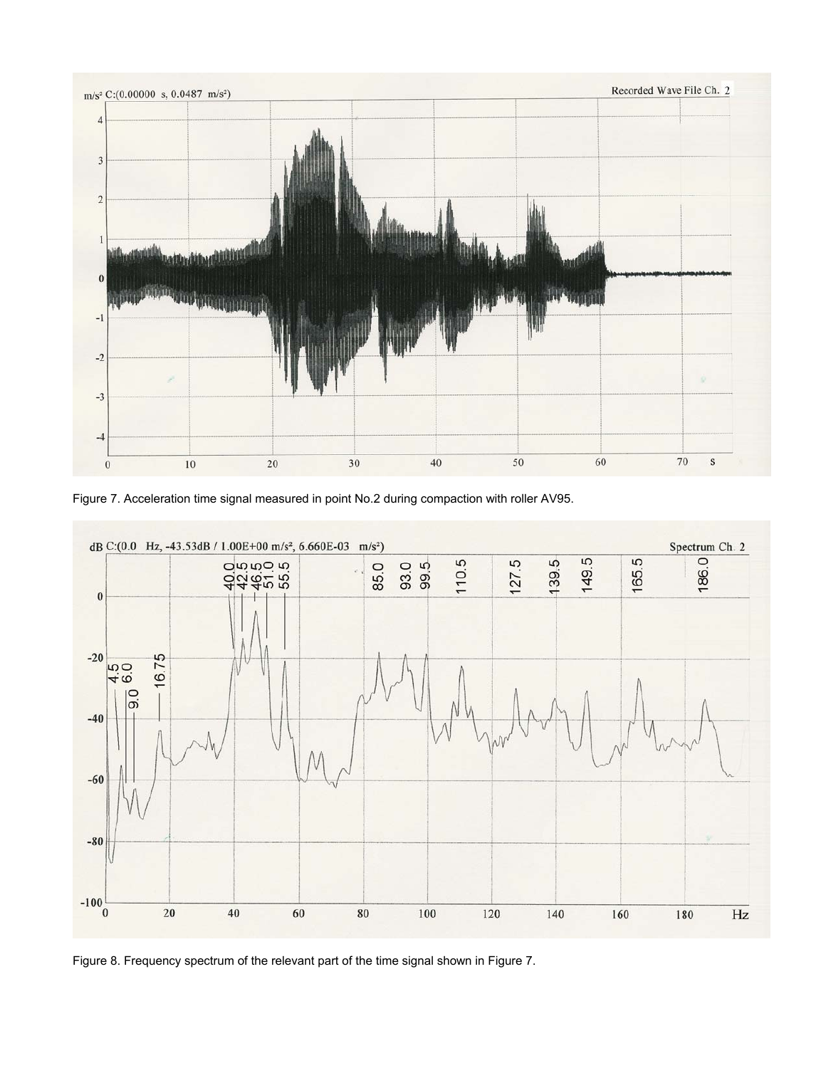Figure 7. Acceleration time signal measured in point No.2 during compaction with roller AV95.

Figure 8. Frequency spectrum of the relevant part of the time signal shown in Figure 7.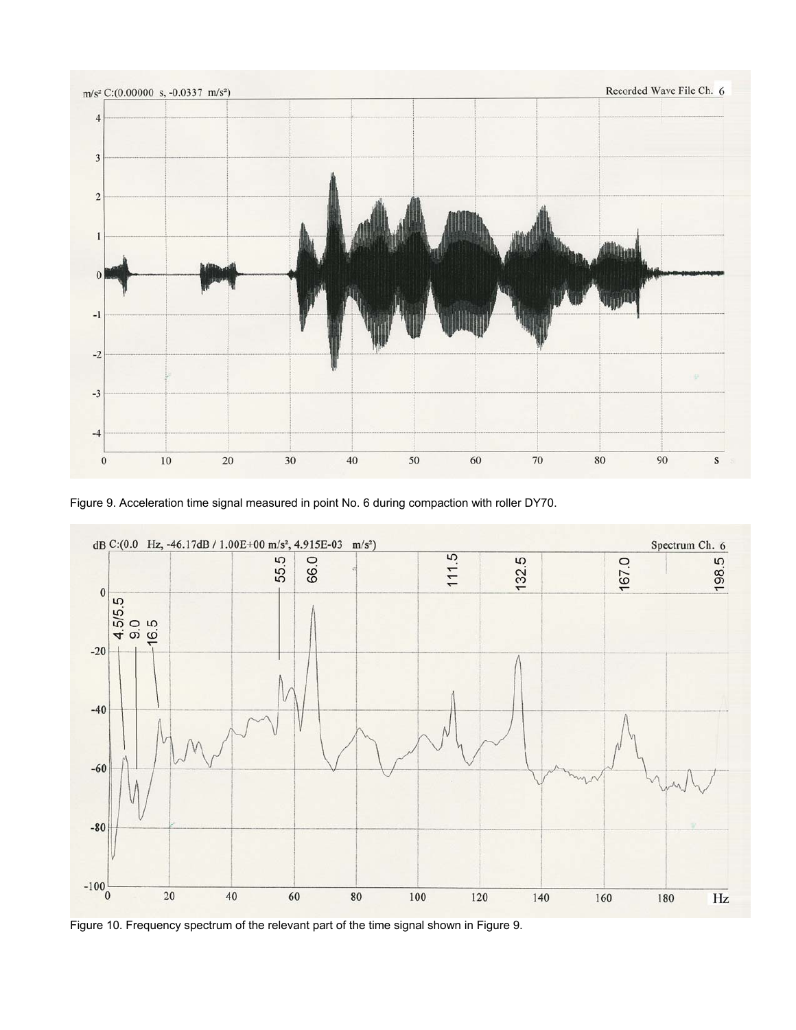m/s² C:(0.00000 s, -0.0337 m/s²)

Recorded Wave File Ch. 6

4
3
2
1
0
-1
-2
-3
-4

0 10 20 30 40 50 60 70 80 90 s

Figure 9. Acceleration time signal measured in point No. 6 during compaction with roller DY70.

dB C:(0.0 Hz, -46.17dB / 1.00E+00 m/s², 4.915E-03 m/s²)

Spectrum Ch. 6

4.5/5.5
9.0
16.5
55.5
66.0
111.5
132.5
167.0
198.5

0
-20
-40
-60
-80
-100

0 20 40 60 80 100 120 140 160 180 Hz

Figure 10. Frequency spectrum of the relevant part of the time signal shown in Figure 9.